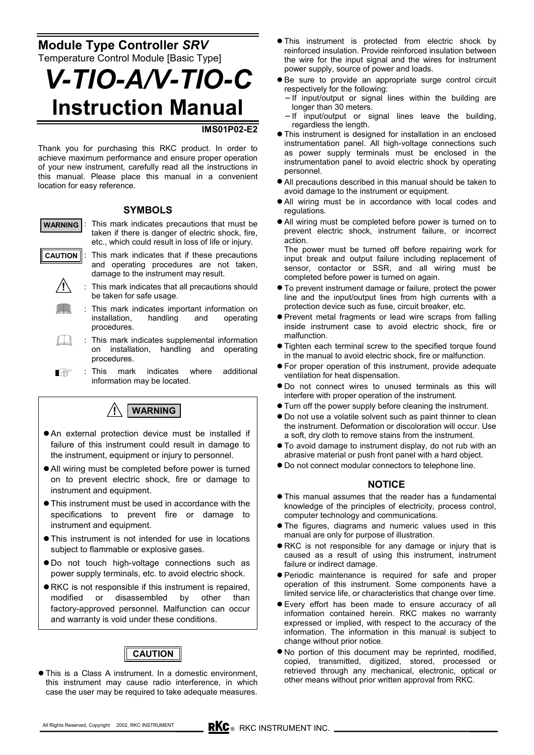**Module Type Controller *SRV***
Temperature Control Module [Basic Type]

# *V-TIO-A/V-TIO-C*
# Instruction Manual

**IMS01P02-E2**

Thank you for purchasing this RKC product. In order to achieve maximum performance and ensure proper operation of your new instrument, carefully read all the instructions in this manual. Please place this manual in a convenient location for easy reference.

### SYMBOLS

**WARNING** : This mark indicates precautions that must be taken if there is danger of electric shock, fire, etc., which could result in loss of life or injury.

**CAUTION** : This mark indicates that if these precautions and operating procedures are not taken, damage to the instrument may result.

⚠ : This mark indicates that all precautions should be taken for safe usage.

: This mark indicates important information on installation, handling and operating procedures.

: This mark indicates supplemental information on installation, handling and operating procedures.

☞ : This mark indicates where additional information may be located.

### ⚠ WARNING

- An external protection device must be installed if failure of this instrument could result in damage to the instrument, equipment or injury to personnel.
- All wiring must be completed before power is turned on to prevent electric shock, fire or damage to instrument and equipment.
- This instrument must be used in accordance with the specifications to prevent fire or damage to instrument and equipment.
- This instrument is not intended for use in locations subject to flammable or explosive gases.
- Do not touch high-voltage connections such as power supply terminals, etc. to avoid electric shock.
- RKC is not responsible if this instrument is repaired, modified or disassembled by other than factory-approved personnel. Malfunction can occur and warranty is void under these conditions.

### CAUTION

- This is a Class A instrument. In a domestic environment, this instrument may cause radio interference, in which case the user may be required to take adequate measures.
- This instrument is protected from electric shock by reinforced insulation. Provide reinforced insulation between the wire for the input signal and the wires for instrument power supply, source of power and loads.
- Be sure to provide an appropriate surge control circuit respectively for the following:
  - If input/output or signal lines within the building are longer than 30 meters.
  - If input/output or signal lines leave the building, regardless the length.
- This instrument is designed for installation in an enclosed instrumentation panel. All high-voltage connections such as power supply terminals must be enclosed in the instrumentation panel to avoid electric shock by operating personnel.
- All precautions described in this manual should be taken to avoid damage to the instrument or equipment.
- All wiring must be in accordance with local codes and regulations.
- All wiring must be completed before power is turned on to prevent electric shock, instrument failure, or incorrect action.
  The power must be turned off before repairing work for input break and output failure including replacement of sensor, contactor or SSR, and all wiring must be completed before power is turned on again.
- To prevent instrument damage or failure, protect the power line and the input/output lines from high currents with a protection device such as fuse, circuit breaker, etc.
- Prevent metal fragments or lead wire scraps from falling inside instrument case to avoid electric shock, fire or malfunction.
- Tighten each terminal screw to the specified torque found in the manual to avoid electric shock, fire or malfunction.
- For proper operation of this instrument, provide adequate ventilation for heat dispensation.
- Do not connect wires to unused terminals as this will interfere with proper operation of the instrument.
- Turn off the power supply before cleaning the instrument.
- Do not use a volatile solvent such as paint thinner to clean the instrument. Deformation or discoloration will occur. Use a soft, dry cloth to remove stains from the instrument.
- To avoid damage to instrument display, do not rub with an abrasive material or push front panel with a hard object.
- Do not connect modular connectors to telephone line.

### NOTICE

- This manual assumes that the reader has a fundamental knowledge of the principles of electricity, process control, computer technology and communications.
- The figures, diagrams and numeric values used in this manual are only for purpose of illustration.
- RKC is not responsible for any damage or injury that is caused as a result of using this instrument, instrument failure or indirect damage.
- Periodic maintenance is required for safe and proper operation of this instrument. Some components have a limited service life, or characteristics that change over time.
- Every effort has been made to ensure accuracy of all information contained herein. RKC makes no warranty expressed or implied, with respect to the accuracy of the information. The information in this manual is subject to change without prior notice.
- No portion of this document may be reprinted, modified, copied, transmitted, digitized, stored, processed or retrieved through any mechanical, electronic, optical or other means without prior written approval from RKC.

All Rights Reserved, Copyright 2002, RKC INSTRUMENT

RKC® RKC INSTRUMENT INC.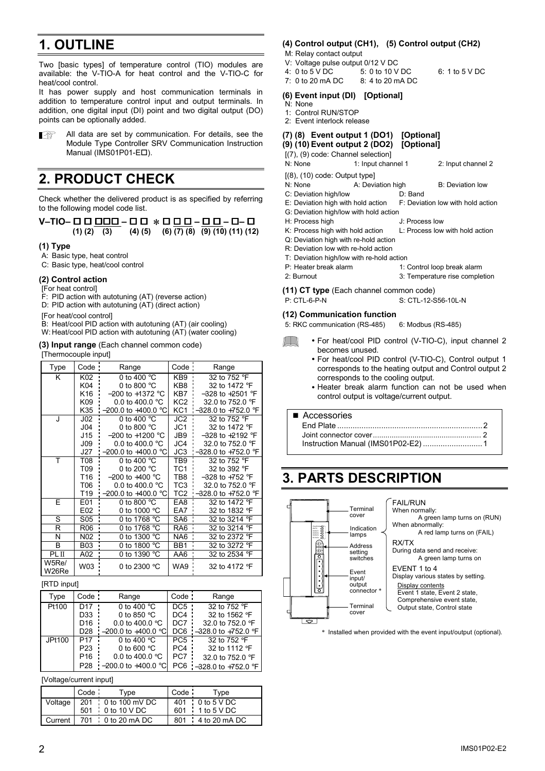# 1. OUTLINE

Two [basic types] of temperature control (TIO) modules are available: the V-TIO-A for heat control and the V-TIO-C for heat/cool control.

It has power supply and host communication terminals in addition to temperature control input and output terminals. In addition, one digital input (DI) point and two digital output (DO) points can be optionally added.

All data are set by communication. For details, see the Module Type Controller SRV Communication Instruction Manual (IMS01P01-E□).

# 2. PRODUCT CHECK

Check whether the delivered product is as specified by referring to the following model code list.

**V–TIO– □ □ □□□ – □ □ * □ □ □ – □ □ – □– □**
**(1) (2) (3) (4) (5) (6) (7) (8) (9) (10) (11) (12)**

### (1) Type

A: Basic type, heat control
C: Basic type, heat/cool control

### (2) Control action

[For heat control]
F: PID action with autotuning (AT) (reverse action)
D: PID action with autotuning (AT) (direct action)

[For heat/cool control]
B: Heat/cool PID action with autotuning (AT) (air cooling)
W: Heat/cool PID action with autotuning (AT) (water cooling)

### (3) Input range (Each channel common code)

[Thermocouple input]

| Type | Code | Range | Code | Range |
|---|---|---|---|---|
| K | K02 | 0 to 400 °C | KB9 | 32 to 752 °F |
| | K04 | 0 to 800 °C | KB8 | 32 to 1472 °F |
| | K16 | –200 to +1372 °C | KB7 | –328 to +2501 °F |
| | K09 | 0.0 to 400.0 °C | KC2 | 32.0 to 752.0 °F |
| | K35 | –200.0 to +400.0 °C | KC1 | –328.0 to +752.0 °F |
| J | J02 | 0 to 400 °C | JC2 | 32 to 752 °F |
| | J04 | 0 to 800 °C | JC1 | 32 to 1472 °F |
| | J15 | –200 to +1200 °C | JB9 | –328 to +2192 °F |
| | J09 | 0.0 to 400.0 °C | JC4 | 32.0 to 752.0 °F |
| | J27 | –200.0 to +400.0 °C | JC3 | –328.0 to +752.0 °F |
| T | T08 | 0 to 400 °C | TB9 | 32 to 752 °F |
| | T09 | 0 to 200 °C | TC1 | 32 to 392 °F |
| | T16 | –200 to +400 °C | TB8 | –328 to +752 °F |
| | T06 | 0.0 to 400.0 °C | TC3 | 32.0 to 752.0 °F |
| | T19 | –200.0 to +400.0 °C | TC2 | –328.0 to +752.0 °F |
| E | E01 | 0 to 800 °C | EA8 | 32 to 1472 °F |
| | E02 | 0 to 1000 °C | EA7 | 32 to 1832 °F |
| S | S05 | 0 to 1768 °C | SA6 | 32 to 3214 °F |
| R | R06 | 0 to 1768 °C | RA6 | 32 to 3214 °F |
| N | N02 | 0 to 1300 °C | NA6 | 32 to 2372 °F |
| B | B03 | 0 to 1800 °C | BB1 | 32 to 3272 °F |
| PL II | A02 | 0 to 1390 °C | AA6 | 32 to 2534 °F |
| W5Re/W26Re | W03 | 0 to 2300 °C | WA9 | 32 to 4172 °F |

[RTD input]

| Type | Code | Range | Code | Range |
|---|---|---|---|---|
| Pt100 | D17 | 0 to 400 °C | DC5 | 32 to 752 °F |
| | D33 | 0 to 850 °C | DC4 | 32 to 1562 °F |
| | D16 | 0.0 to 400.0 °C | DC7 | 32.0 to 752.0 °F |
| | D28 | –200.0 to +400.0 °C | DC6 | –328.0 to +752.0 °F |
| JPt100 | P17 | 0 to 400 °C | PC5 | 32 to 752 °F |
| | P23 | 0 to 600 °C | PC4 | 32 to 1112 °F |
| | P16 | 0.0 to 400.0 °C | PC7 | 32.0 to 752.0 °F |
| | P28 | –200.0 to +400.0 °C | PC6 | –328.0 to +752.0 °F |

[Voltage/current input]

| | Code | Type | Code | Type |
|---|---|---|---|---|
| Voltage | 201 | 0 to 100 mV DC | 401 | 0 to 5 V DC |
| | 501 | 0 to 10 V DC | 601 | 1 to 5 V DC |
| Current | 701 | 0 to 20 mA DC | 801 | 4 to 20 mA DC |

### (4) Control output (CH1), (5) Control output (CH2)

M: Relay contact output
V: Voltage pulse output 0/12 V DC
4: 0 to 5 V DC   5: 0 to 10 V DC   6: 1 to 5 V DC
7: 0 to 20 mA DC   8: 4 to 20 mA DC

### (6) Event input (DI) [Optional]

N: None
1: Control RUN/STOP
2: Event interlock release

### (7) (8) Event output 1 (DO1) [Optional]
### (9) (10) Event output 2 (DO2) [Optional]

[(7), (9) code: Channel selection]
N: None   1: Input channel 1   2: Input channel 2

[(8), (10) code: Output type]
N: None   A: Deviation high   B: Deviation low
C: Deviation high/low   D: Band
E: Deviation high with hold action   F: Deviation low with hold action
G: Deviation high/low with hold action
H: Process high   J: Process low
K: Process high with hold action   L: Process low with hold action
Q: Deviation high with re-hold action
R: Deviation low with re-hold action
T: Deviation high/low with re-hold action
P: Heater break alarm   1: Control loop break alarm
2: Burnout   3: Temperature rise completion

### (11) CT type (Each channel common code)

P: CTL-6-P-N   S: CTL-12-S56-10L-N

### (12) Communication function

5: RKC communication (RS-485)   6: Modbus (RS-485)

- For heat/cool PID control (V-TIO-C), input channel 2 becomes unused.
- For heat/cool PID control (V-TIO-C), Control output 1 corresponds to the heating output and Control output 2 corresponds to the cooling output.
- Heater break alarm function can not be used when control output is voltage/current output.

■ Accessories
End Plate ........ 2
Joint connector cover ........ 2
Instruction Manual (IMS01P02-E2) ........ 1

# 3. PARTS DESCRIPTION

Terminal cover
Indication lamps
Address setting switches
Event input/output connector *
Terminal cover

FAIL/RUN
When normally:
A green lamp turns on (RUN)
When abnormally:
A red lamp turns on (FAIL)

RX/TX
During data send and receive:
A green lamp turns on

EVENT 1 to 4
Display various states by setting.
Display contents
Event 1 state, Event 2 state, Comprehensive event state, Output state, Control state

\* Installed when provided with the event input/output (optional).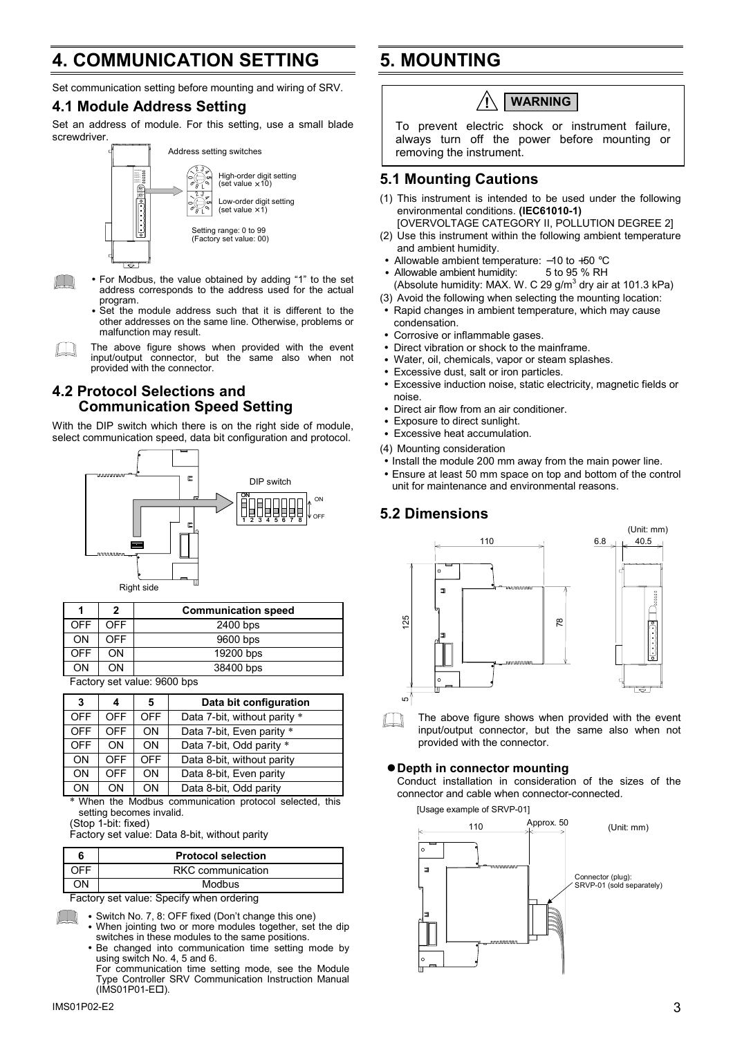# 4. COMMUNICATION SETTING

Set communication setting before mounting and wiring of SRV.

## 4.1 Module Address Setting

Set an address of module. For this setting, use a small blade screwdriver.

Address setting switches

High-order digit setting (set value ×10)

Low-order digit setting (set value ×1)

Setting range: 0 to 99 (Factory set value: 00)

- For Modbus, the value obtained by adding "1" to the set address corresponds to the address used for the actual program.
- Set the module address such that it is different to the other addresses on the same line. Otherwise, problems or malfunction may result.

The above figure shows when provided with the event input/output connector, but the same also when not provided with the connector.

## 4.2 Protocol Selections and Communication Speed Setting

With the DIP switch which there is on the right side of module, select communication speed, data bit configuration and protocol.

DIP switch

Right side

| 1 | 2 | Communication speed |
|---|---|---|
| OFF | OFF | 2400 bps |
| ON | OFF | 9600 bps |
| OFF | ON | 19200 bps |
| ON | ON | 38400 bps |

Factory set value: 9600 bps

| 3 | 4 | 5 | Data bit configuration |
|---|---|---|---|
| OFF | OFF | OFF | Data 7-bit, without parity * |
| OFF | OFF | ON | Data 7-bit, Even parity * |
| OFF | ON | ON | Data 7-bit, Odd parity * |
| ON | OFF | OFF | Data 8-bit, without parity |
| ON | OFF | ON | Data 8-bit, Even parity |
| ON | ON | ON | Data 8-bit, Odd parity |

* When the Modbus communication protocol selected, this setting becomes invalid.

(Stop 1-bit: fixed)

Factory set value: Data 8-bit, without parity

| 6 | Protocol selection |
|---|---|
| OFF | RKC communication |
| ON | Modbus |

Factory set value: Specify when ordering

- Switch No. 7, 8: OFF fixed (Don't change this one)
- When jointing two or more modules together, set the dip switches in these modules to the same positions.
- Be changed into communication time setting mode by using switch No. 4, 5 and 6.
  For communication time setting mode, see the Module Type Controller SRV Communication Instruction Manual (IMS01P01-E□).

# 5. MOUNTING

**WARNING**

To prevent electric shock or instrument failure, always turn off the power before mounting or removing the instrument.

## 5.1 Mounting Cautions

(1) This instrument is intended to be used under the following environmental conditions. **(IEC61010-1)**
[OVERVOLTAGE CATEGORY II, POLLUTION DEGREE 2]

(2) Use this instrument within the following ambient temperature and ambient humidity.

- Allowable ambient temperature: −10 to +50 °C
- Allowable ambient humidity: 5 to 95 % RH
  (Absolute humidity: MAX. W. C 29 g/m$^3$ dry air at 101.3 kPa)

(3) Avoid the following when selecting the mounting location:

- Rapid changes in ambient temperature, which may cause condensation.
- Corrosive or inflammable gases.
- Direct vibration or shock to the mainframe.
- Water, oil, chemicals, vapor or steam splashes.
- Excessive dust, salt or iron particles.
- Excessive induction noise, static electricity, magnetic fields or noise.
- Direct air flow from an air conditioner.
- Exposure to direct sunlight.
- Excessive heat accumulation.

(4) Mounting consideration

- Install the module 200 mm away from the main power line.
- Ensure at least 50 mm space on top and bottom of the control unit for maintenance and environmental reasons.

## 5.2 Dimensions

(Unit: mm)

110, 125, 78, 5, 6.8, 40.5

The above figure shows when provided with the event input/output connector, but the same also when not provided with the connector.

### ● Depth in connector mounting

Conduct installation in consideration of the sizes of the connector and cable when connector-connected.

[Usage example of SRVP-01]

110, Approx. 50 (Unit: mm)

Connector (plug): SRVP-01 (sold separately)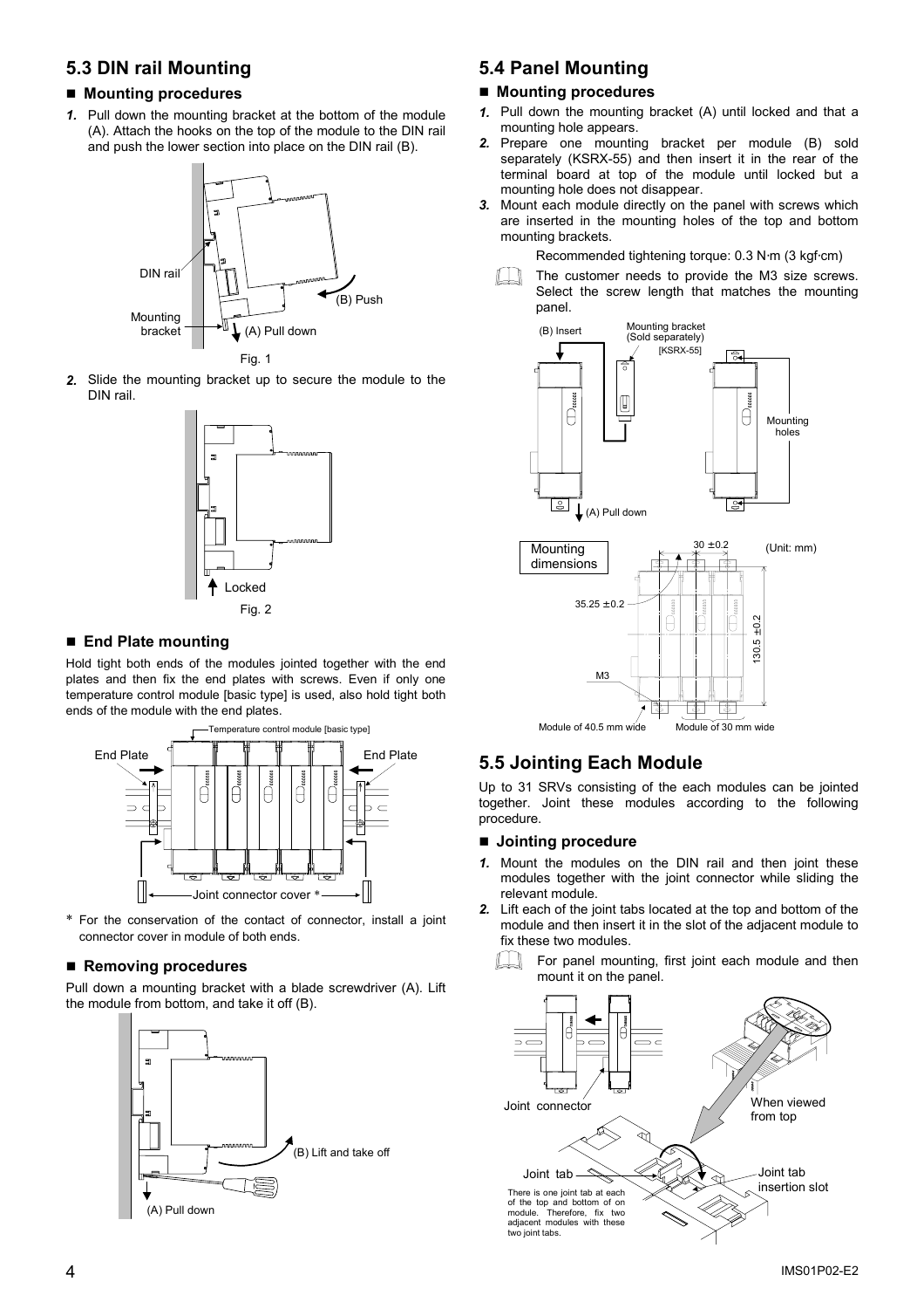## 5.3 DIN rail Mounting

### ■ Mounting procedures

1. Pull down the mounting bracket at the bottom of the module (A). Attach the hooks on the top of the module to the DIN rail and push the lower section into place on the DIN rail (B).

DIN rail

Mounting bracket

(B) Push

(A) Pull down

Fig. 1

2. Slide the mounting bracket up to secure the module to the DIN rail.

Locked

Fig. 2

### ■ End Plate mounting

Hold tight both ends of the modules jointed together with the end plates and then fix the end plates with screws. Even if only one temperature control module [basic type] is used, also hold tight both ends of the module with the end plates.

Temperature control module [basic type]

End Plate

End Plate

Joint connector cover *

* For the conservation of the contact of connector, install a joint connector cover in module of both ends.

### ■ Removing procedures

Pull down a mounting bracket with a blade screwdriver (A). Lift the module from bottom, and take it off (B).

(B) Lift and take off

(A) Pull down

## 5.4 Panel Mounting

### ■ Mounting procedures

1. Pull down the mounting bracket (A) until locked and that a mounting hole appears.
2. Prepare one mounting bracket per module (B) sold separately (KSRX-55) and then insert it in the rear of the terminal board at top of the module until locked but a mounting hole does not disappear.
3. Mount each module directly on the panel with screws which are inserted in the mounting holes of the top and bottom mounting brackets.

Recommended tightening torque: 0.3 N·m (3 kgf·cm)

The customer needs to provide the M3 size screws. Select the screw length that matches the mounting panel.

(B) Insert

Mounting bracket (Sold separately) [KSRX-55]

Mounting holes

(A) Pull down

Mounting dimensions

(Unit: mm)

30 ±0.2

35.25 ±0.2

130.5 ±0.2

M3

Module of 40.5 mm wide

Module of 30 mm wide

## 5.5 Jointing Each Module

Up to 31 SRVs consisting of the each modules can be jointed together. Joint these modules according to the following procedure.

### ■ Jointing procedure

1. Mount the modules on the DIN rail and then joint these modules together with the joint connector while sliding the relevant module.
2. Lift each of the joint tabs located at the top and bottom of the module and then insert it in the slot of the adjacent module to fix these two modules.

For panel mounting, first joint each module and then mount it on the panel.

Joint connector

When viewed from top

Joint tab

Joint tab insertion slot

There is one joint tab at each of the top and bottom of on module. Therefore, fix two adjacent modules with these two joint tabs.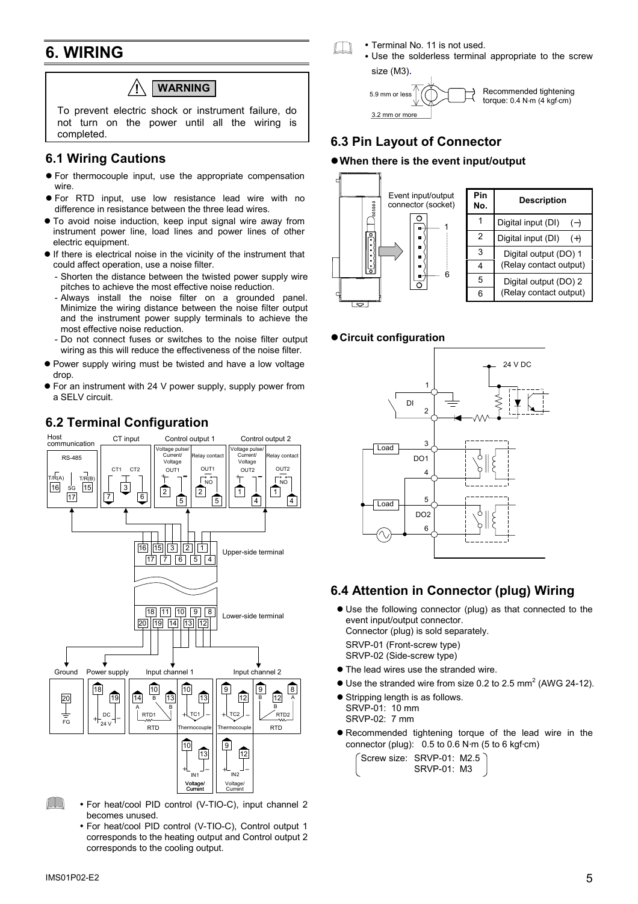# 6. WIRING

**WARNING**

To prevent electric shock or instrument failure, do not turn on the power until all the wiring is completed.

## 6.1 Wiring Cautions

- For thermocouple input, use the appropriate compensation wire.
- For RTD input, use low resistance lead wire with no difference in resistance between the three lead wires.
- To avoid noise induction, keep input signal wire away from instrument power line, load lines and power lines of other electric equipment.
- If there is electrical noise in the vicinity of the instrument that could affect operation, use a noise filter.
  - Shorten the distance between the twisted power supply wire pitches to achieve the most effective noise reduction.
  - Always install the noise filter on a grounded panel. Minimize the wiring distance between the noise filter output and the instrument power supply terminals to achieve the most effective noise reduction.
  - Do not connect fuses or switches to the noise filter output wiring as this will reduce the effectiveness of the noise filter.
- Power supply wiring must be twisted and have a low voltage drop.
- For an instrument with 24 V power supply, supply power from a SELV circuit.

## 6.2 Terminal Configuration

Host communication — RS-485: T/R(A) 16, SG 17, T/R(B) 15
CT input: CT1 7, 3, CT2 6
Control output 1: Voltage pulse/Current/Voltage OUT1 + 2, − 5; Relay contact OUT1 NO 2, 5
Control output 2: Voltage pulse/Current/Voltage OUT2 + 1, − 4; Relay contact OUT2 NO 1, 4

Upper-side terminal: 16 15 3 2 1 / 17 7 6 5 4

Lower-side terminal: 18 11 10 9 8 / 20 19 14 13 12

Ground: 20 FG
Power supply: 18 (+), 19 (−) DC 24 V
Input channel 1: RTD (RTD1) 14 A, 10 B, 13 B; Thermocouple (TC1) + 10, − 13; Voltage/Current (IN1) + 10, − 13
Input channel 2: Thermocouple (TC2) + 9, − 12; RTD (RTD2) 9 B, 12 B, 8 A; Voltage/Current (IN2) + 9, − 12

- For heat/cool PID control (V-TIO-C), input channel 2 becomes unused.
- For heat/cool PID control (V-TIO-C), Control output 1 corresponds to the heating output and Control output 2 corresponds to the cooling output.

- Terminal No. 11 is not used.
- Use the solderless terminal appropriate to the screw size (M3).

5.9 mm or less / 3.2 mm or more
Recommended tightening torque: 0.4 N·m (4 kgf·cm)

## 6.3 Pin Layout of Connector

### When there is the event input/output

Event input/output connector (socket)

| Pin No. | Description |
|---|---|
| 1 | Digital input (DI) (−) |
| 2 | Digital input (DI) (+) |
| 3 | Digital output (DO) 1 (Relay contact output) |
| 4 | |
| 5 | Digital output (DO) 2 (Relay contact output) |
| 6 | |

### Circuit configuration

24 V DC; DI (1, 2); Load – DO1 (3, 4); Load – DO2 (5, 6)

## 6.4 Attention in Connector (plug) Wiring

- Use the following connector (plug) as that connected to the event input/output connector.
  Connector (plug) is sold separately.
  SRVP-01 (Front-screw type)
  SRVP-02 (Side-screw type)
- The lead wires use the stranded wire.
- Use the stranded wire from size 0.2 to 2.5 mm$^2$ (AWG 24-12).
- Stripping length is as follows.
  SRVP-01: 10 mm
  SRVP-02: 7 mm
- Recommended tightening torque of the lead wire in the connector (plug): 0.5 to 0.6 N·m (5 to 6 kgf·cm)

  (Screw size: SRVP-01: M2.5
  SRVP-01: M3)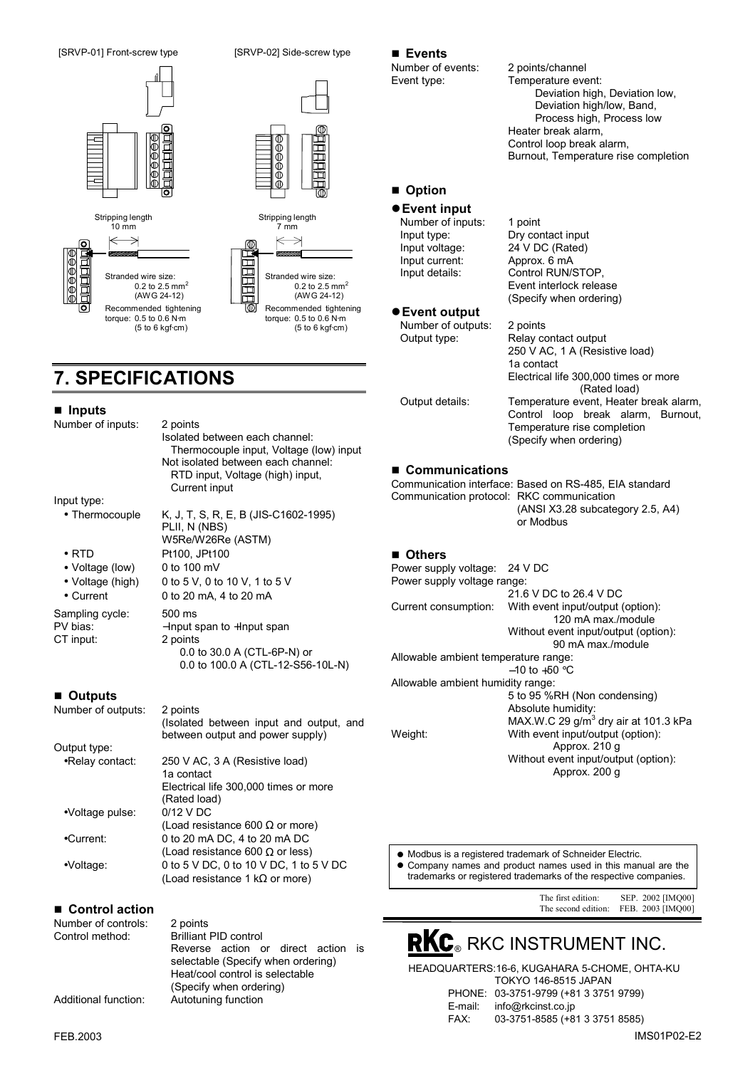[SRVP-01] Front-screw type

[SRVP-02] Side-screw type

Stripping length
10 mm

Stranded wire size:
0.2 to 2.5 mm$^2$
(AWG 24-12)

Recommended tightening torque: 0.5 to 0.6 N·m
(5 to 6 kgf·cm)

Stripping length
7 mm

Stranded wire size:
0.2 to 2.5 mm$^2$
(AWG 24-12)

Recommended tightening torque: 0.5 to 0.6 N·m
(5 to 6 kgf·cm)

# 7. SPECIFICATIONS

## ■ Inputs

Number of inputs: 2 points
Isolated between each channel:
Thermocouple input, Voltage (low) input
Not isolated between each channel:
RTD input, Voltage (high) input, Current input

Input type:
- Thermocouple: K, J, T, S, R, E, B (JIS-C1602-1995)
PLII, N (NBS)
W5Re/W26Re (ASTM)
- RTD: Pt100, JPt100
- Voltage (low): 0 to 100 mV
- Voltage (high): 0 to 5 V, 0 to 10 V, 1 to 5 V
- Current: 0 to 20 mA, 4 to 20 mA

Sampling cycle: 500 ms
PV bias: −Input span to +Input span
CT input: 2 points
0.0 to 30.0 A (CTL-6P-N) or
0.0 to 100.0 A (CTL-12-S56-10L-N)

## ■ Outputs

Number of outputs: 2 points
(Isolated between input and output, and between output and power supply)

Output type:
- Relay contact: 250 V AC, 3 A (Resistive load)
1a contact
Electrical life 300,000 times or more
(Rated load)
- Voltage pulse: 0/12 V DC
(Load resistance 600 Ω or more)
- Current: 0 to 20 mA DC, 4 to 20 mA DC
(Load resistance 600 Ω or less)
- Voltage: 0 to 5 V DC, 0 to 10 V DC, 1 to 5 V DC
(Load resistance 1 kΩ or more)

## ■ Control action

Number of controls: 2 points
Control method: Brilliant PID control
Reverse action or direct action is selectable (Specify when ordering)
Heat/cool control is selectable
(Specify when ordering)
Additional function: Autotuning function

## ■ Events

Number of events: 2 points/channel
Event type: Temperature event:
Deviation high, Deviation low,
Deviation high/low, Band,
Process high, Process low
Heater break alarm,
Control loop break alarm,
Burnout, Temperature rise completion

## ■ Option

### ● Event input

Number of inputs: 1 point
Input type: Dry contact input
Input voltage: 24 V DC (Rated)
Input current: Approx. 6 mA
Input details: Control RUN/STOP,
Event interlock release
(Specify when ordering)

### ● Event output

Number of outputs: 2 points
Output type: Relay contact output
250 V AC, 1 A (Resistive load)
1a contact
Electrical life 300,000 times or more
(Rated load)
Output details: Temperature event, Heater break alarm, Control loop break alarm, Burnout, Temperature rise completion
(Specify when ordering)

## ■ Communications

Communication interface: Based on RS-485, EIA standard
Communication protocol: RKC communication
(ANSI X3.28 subcategory 2.5, A4)
or Modbus

## ■ Others

Power supply voltage: 24 V DC
Power supply voltage range:
21.6 V DC to 26.4 V DC
Current consumption: With event input/output (option):
120 mA max./module
Without event input/output (option):
90 mA max./module
Allowable ambient temperature range:
−10 to +50 °C
Allowable ambient humidity range:
5 to 95 %RH (Non condensing)
Absolute humidity:
MAX.W.C 29 g/m$^3$ dry air at 101.3 kPa
Weight: With event input/output (option):
Approx. 210 g
Without event input/output (option):
Approx. 200 g

- Modbus is a registered trademark of Schneider Electric.
- Company names and product names used in this manual are the trademarks or registered trademarks of the respective companies.

The first edition: SEP. 2002 [IMQ00]
The second edition: FEB. 2003 [IMQ00]

**RKC INSTRUMENT INC.**

HEADQUARTERS: 16-6, KUGAHARA 5-CHOME, OHTA-KU
TOKYO 146-8515 JAPAN
PHONE: 03-3751-9799 (+81 3 3751 9799)
E-mail: info@rkcinst.co.jp
FAX: 03-3751-8585 (+81 3 3751 8585)

FEB.2003

IMS01P02-E2